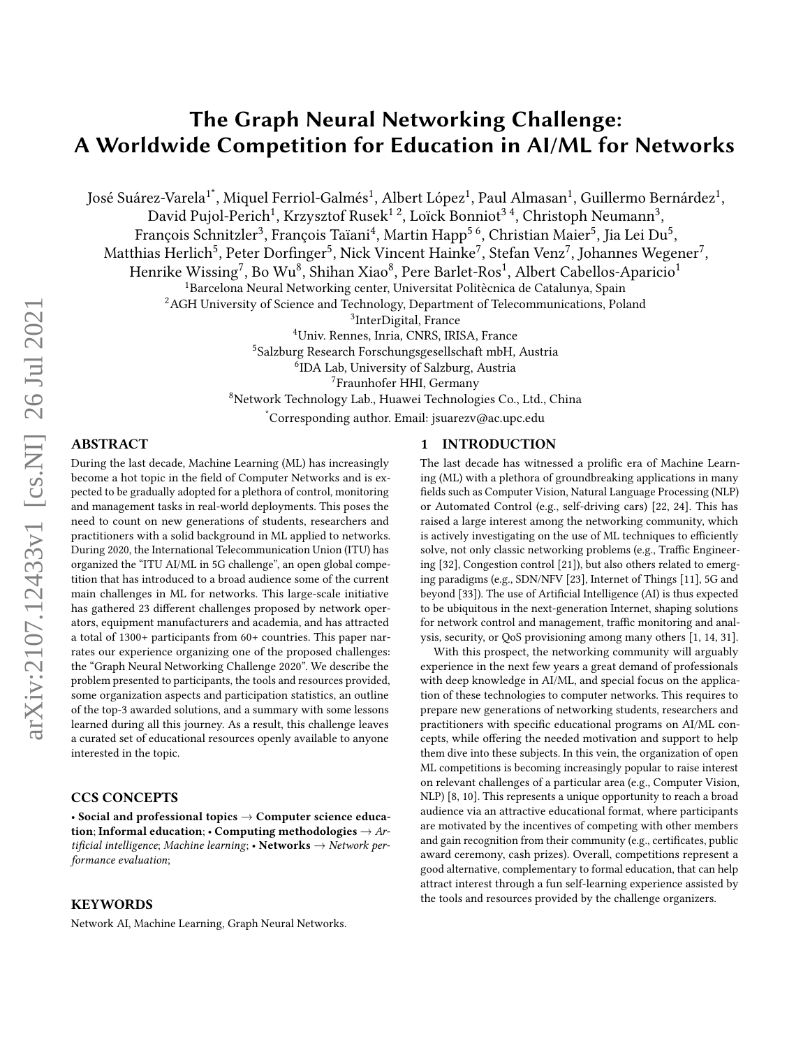# The Graph Neural Networking Challenge: A Worldwide Competition for Education in AI/ML for Networks

José Suárez-Varela[1*], Miquel Ferriol-Galmés[1], Albert López[1], Paul Almasan[1], Guillermo Bernárdez[1], David Pujol-Perich[1], Krzysztof Rusek[1 2], Loïck Bonniot[3 4], Christoph Neumann[3], François Schnitzler[3], François Taïani[4], Martin Happ[5 6], Christian Maier[5], Jia Lei Du[5], Matthias Herlich[5], Peter Dorfinger[5], Nick Vincent Hainke[7], Stefan Venz[7], Johannes Wegener[7], Henrike Wissing[7], Bo Wu[8], Shihan Xiao[8], Pere Barlet-Ros[1], Albert Cabellos-Aparicio[1]

[1]Barcelona Neural Networking center, Universitat Politècnica de Catalunya, Spain
[2]AGH University of Science and Technology, Department of Telecommunications, Poland
[3]InterDigital, France
[4]Univ. Rennes, Inria, CNRS, IRISA, France
[5]Salzburg Research Forschungsgesellschaft mbH, Austria
[6]IDA Lab, University of Salzburg, Austria
[7]Fraunhofer HHI, Germany
[8]Network Technology Lab., Huawei Technologies Co., Ltd., China
[*]Corresponding author. Email: jsuarezv@ac.upc.edu

## ABSTRACT

During the last decade, Machine Learning (ML) has increasingly become a hot topic in the field of Computer Networks and is expected to be gradually adopted for a plethora of control, monitoring and management tasks in real-world deployments. This poses the need to count on new generations of students, researchers and practitioners with a solid background in ML applied to networks. During 2020, the International Telecommunication Union (ITU) has organized the "ITU AI/ML in 5G challenge", an open global competition that has introduced to a broad audience some of the current main challenges in ML for networks. This large-scale initiative has gathered 23 different challenges proposed by network operators, equipment manufacturers and academia, and has attracted a total of 1300+ participants from 60+ countries. This paper narrates our experience organizing one of the proposed challenges: the "Graph Neural Networking Challenge 2020". We describe the problem presented to participants, the tools and resources provided, some organization aspects and participation statistics, an outline of the top-3 awarded solutions, and a summary with some lessons learned during all this journey. As a result, this challenge leaves a curated set of educational resources openly available to anyone interested in the topic.

## CCS CONCEPTS

• **Social and professional topics** → **Computer science education**; **Informal education**; • **Computing methodologies** → *Artificial intelligence*; *Machine learning*; • **Networks** → *Network performance evaluation*;

## KEYWORDS

Network AI, Machine Learning, Graph Neural Networks.

## 1 INTRODUCTION

The last decade has witnessed a prolific era of Machine Learning (ML) with a plethora of groundbreaking applications in many fields such as Computer Vision, Natural Language Processing (NLP) or Automated Control (e.g., self-driving cars) [22, 24]. This has raised a large interest among the networking community, which is actively investigating on the use of ML techniques to efficiently solve, not only classic networking problems (e.g., Traffic Engineering [32], Congestion control [21]), but also others related to emerging paradigms (e.g., SDN/NFV [23], Internet of Things [11], 5G and beyond [33]). The use of Artificial Intelligence (AI) is thus expected to be ubiquitous in the next-generation Internet, shaping solutions for network control and management, traffic monitoring and analysis, security, or QoS provisioning among many others [1, 14, 31].

With this prospect, the networking community will arguably experience in the next few years a great demand of professionals with deep knowledge in AI/ML, and special focus on the application of these technologies to computer networks. This requires to prepare new generations of networking students, researchers and practitioners with specific educational programs on AI/ML concepts, while offering the needed motivation and support to help them dive into these subjects. In this vein, the organization of open ML competitions is becoming increasingly popular to raise interest on relevant challenges of a particular area (e.g., Computer Vision, NLP) [8, 10]. This represents a unique opportunity to reach a broad audience via an attractive educational format, where participants are motivated by the incentives of competing with other members and gain recognition from their community (e.g., certificates, public award ceremony, cash prizes). Overall, competitions represent a good alternative, complementary to formal education, that can help attract interest through a fun self-learning experience assisted by the tools and resources provided by the challenge organizers.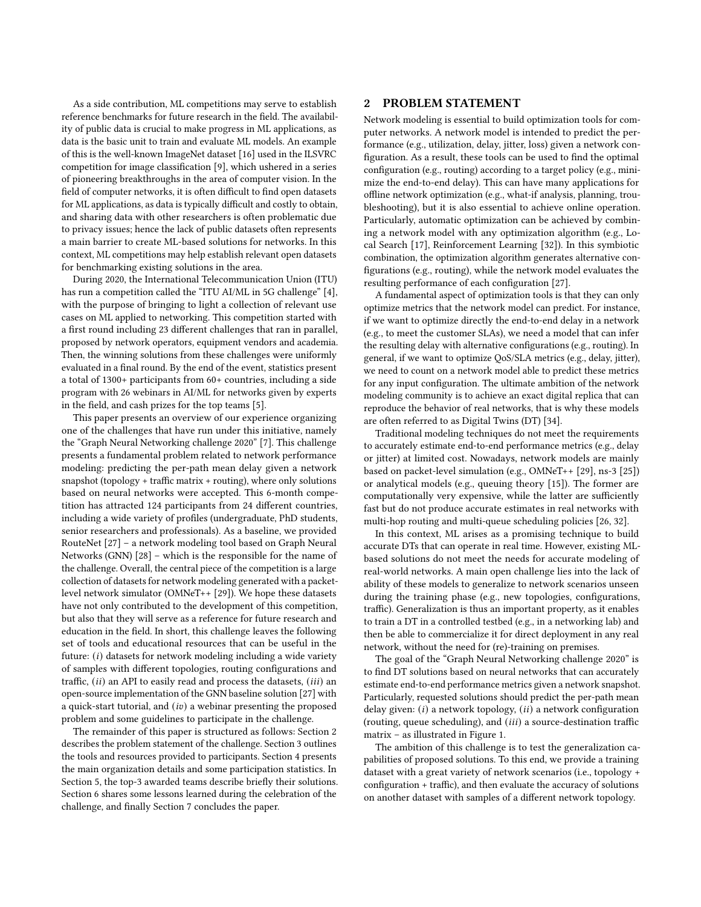As a side contribution, ML competitions may serve to establish reference benchmarks for future research in the field. The availability of public data is crucial to make progress in ML applications, as data is the basic unit to train and evaluate ML models. An example of this is the well-known ImageNet dataset [16] used in the ILSVRC competition for image classification [9], which ushered in a series of pioneering breakthroughs in the area of computer vision. In the field of computer networks, it is often difficult to find open datasets for ML applications, as data is typically difficult and costly to obtain, and sharing data with other researchers is often problematic due to privacy issues; hence the lack of public datasets often represents a main barrier to create ML-based solutions for networks. In this context, ML competitions may help establish relevant open datasets for benchmarking existing solutions in the area.

During 2020, the International Telecommunication Union (ITU) has run a competition called the "ITU AI/ML in 5G challenge" [4], with the purpose of bringing to light a collection of relevant use cases on ML applied to networking. This competition started with a first round including 23 different challenges that ran in parallel, proposed by network operators, equipment vendors and academia. Then, the winning solutions from these challenges were uniformly evaluated in a final round. By the end of the event, statistics present a total of 1300+ participants from 60+ countries, including a side program with 26 webinars in AI/ML for networks given by experts in the field, and cash prizes for the top teams [5].

This paper presents an overview of our experience organizing one of the challenges that have run under this initiative, namely the "Graph Neural Networking challenge 2020" [7]. This challenge presents a fundamental problem related to network performance modeling: predicting the per-path mean delay given a network snapshot (topology + traffic matrix + routing), where only solutions based on neural networks were accepted. This 6-month competition has attracted 124 participants from 24 different countries, including a wide variety of profiles (undergraduate, PhD students, senior researchers and professionals). As a baseline, we provided RouteNet [27] – a network modeling tool based on Graph Neural Networks (GNN) [28] – which is the responsible for the name of the challenge. Overall, the central piece of the competition is a large collection of datasets for network modeling generated with a packet-level network simulator (OMNeT++ [29]). We hope these datasets have not only contributed to the development of this competition, but also that they will serve as a reference for future research and education in the field. In short, this challenge leaves the following set of tools and educational resources that can be useful in the future: (*i*) datasets for network modeling including a wide variety of samples with different topologies, routing configurations and traffic, (*ii*) an API to easily read and process the datasets, (*iii*) an open-source implementation of the GNN baseline solution [27] with a quick-start tutorial, and (*iv*) a webinar presenting the proposed problem and some guidelines to participate in the challenge.

The remainder of this paper is structured as follows: Section 2 describes the problem statement of the challenge. Section 3 outlines the tools and resources provided to participants. Section 4 presents the main organization details and some participation statistics. In Section 5, the top-3 awarded teams describe briefly their solutions. Section 6 shares some lessons learned during the celebration of the challenge, and finally Section 7 concludes the paper.

## 2 PROBLEM STATEMENT

Network modeling is essential to build optimization tools for computer networks. A network model is intended to predict the performance (e.g., utilization, delay, jitter, loss) given a network configuration. As a result, these tools can be used to find the optimal configuration (e.g., routing) according to a target policy (e.g., minimize the end-to-end delay). This can have many applications for offline network optimization (e.g., what-if analysis, planning, troubleshooting), but it is also essential to achieve online operation. Particularly, automatic optimization can be achieved by combining a network model with any optimization algorithm (e.g., Local Search [17], Reinforcement Learning [32]). In this symbiotic combination, the optimization algorithm generates alternative configurations (e.g., routing), while the network model evaluates the resulting performance of each configuration [27].

A fundamental aspect of optimization tools is that they can only optimize metrics that the network model can predict. For instance, if we want to optimize directly the end-to-end delay in a network (e.g., to meet the customer SLAs), we need a model that can infer the resulting delay with alternative configurations (e.g., routing). In general, if we want to optimize QoS/SLA metrics (e.g., delay, jitter), we need to count on a network model able to predict these metrics for any input configuration. The ultimate ambition of the network modeling community is to achieve an exact digital replica that can reproduce the behavior of real networks, that is why these models are often referred to as Digital Twins (DT) [34].

Traditional modeling techniques do not meet the requirements to accurately estimate end-to-end performance metrics (e.g., delay or jitter) at limited cost. Nowadays, network models are mainly based on packet-level simulation (e.g., OMNeT++ [29], ns-3 [25]) or analytical models (e.g., queuing theory [15]). The former are computationally very expensive, while the latter are sufficiently fast but do not produce accurate estimates in real networks with multi-hop routing and multi-queue scheduling policies [26, 32].

In this context, ML arises as a promising technique to build accurate DTs that can operate in real time. However, existing ML-based solutions do not meet the needs for accurate modeling of real-world networks. A main open challenge lies into the lack of ability of these models to generalize to network scenarios unseen during the training phase (e.g., new topologies, configurations, traffic). Generalization is thus an important property, as it enables to train a DT in a controlled testbed (e.g., in a networking lab) and then be able to commercialize it for direct deployment in any real network, without the need for (re)-training on premises.

The goal of the "Graph Neural Networking challenge 2020" is to find DT solutions based on neural networks that can accurately estimate end-to-end performance metrics given a network snapshot. Particularly, requested solutions should predict the per-path mean delay given: (*i*) a network topology, (*ii*) a network configuration (routing, queue scheduling), and (*iii*) a source-destination traffic matrix – as illustrated in Figure 1.

The ambition of this challenge is to test the generalization capabilities of proposed solutions. To this end, we provide a training dataset with a great variety of network scenarios (i.e., topology + configuration + traffic), and then evaluate the accuracy of solutions on another dataset with samples of a different network topology.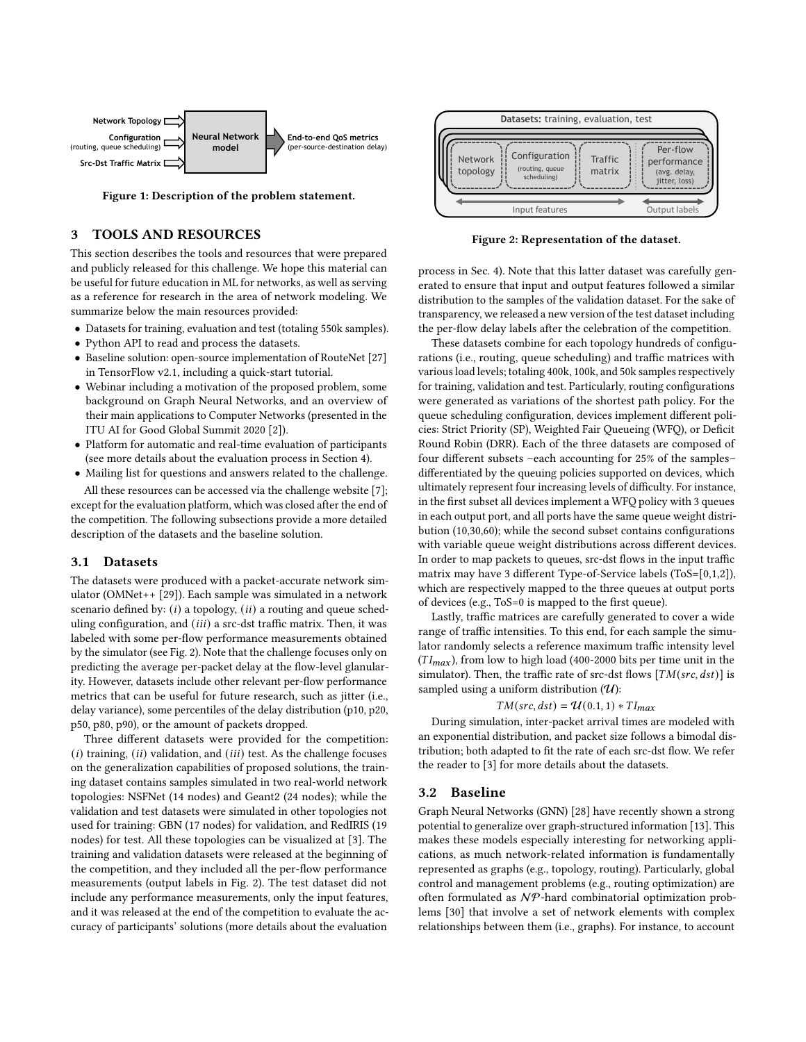Figure 1: Description of the problem statement.

## 3 TOOLS AND RESOURCES

This section describes the tools and resources that were prepared and publicly released for this challenge. We hope this material can be useful for future education in ML for networks, as well as serving as a reference for research in the area of network modeling. We summarize below the main resources provided:

- Datasets for training, evaluation and test (totaling 550k samples).
- Python API to read and process the datasets.
- Baseline solution: open-source implementation of RouteNet [27] in TensorFlow v2.1, including a quick-start tutorial.
- Webinar including a motivation of the proposed problem, some background on Graph Neural Networks, and an overview of their main applications to Computer Networks (presented in the ITU AI for Good Global Summit 2020 [2]).
- Platform for automatic and real-time evaluation of participants (see more details about the evaluation process in Section 4).
- Mailing list for questions and answers related to the challenge.

All these resources can be accessed via the challenge website [7]; except for the evaluation platform, which was closed after the end of the competition. The following subsections provide a more detailed description of the datasets and the baseline solution.

### 3.1 Datasets

The datasets were produced with a packet-accurate network simulator (OMNeT++ [29]). Each sample was simulated in a network scenario defined by: (*i*) a topology, (*ii*) a routing and queue scheduling configuration, and (*iii*) a src-dst traffic matrix. Then, it was labeled with some per-flow performance measurements obtained by the simulator (see Fig. 2). Note that the challenge focuses only on predicting the average per-packet delay at the flow-level glanularity. However, datasets include other relevant per-flow performance metrics that can be useful for future research, such as jitter (i.e., delay variance), some percentiles of the delay distribution (p10, p20, p50, p80, p90), or the amount of packets dropped.

Three different datasets were provided for the competition: (*i*) training, (*ii*) validation, and (*iii*) test. As the challenge focuses on the generalization capabilities of proposed solutions, the training dataset contains samples simulated in two real-world network topologies: NSFNet (14 nodes) and Geant2 (24 nodes); while the validation and test datasets were simulated in other topologies not used for training: GBN (17 nodes) for validation, and RedIRIS (19 nodes) for test. All these topologies can be visualized at [3]. The training and validation datasets were released at the beginning of the competition, and they included all the per-flow performance measurements (output labels in Fig. 2). The test dataset did not include any performance measurements, only the input features, and it was released at the end of the competition to evaluate the accuracy of participants' solutions (more details about the evaluation process in Sec. 4). Note that this latter dataset was carefully generated to ensure that input and output features followed a similar distribution to the samples of the validation dataset. For the sake of transparency, we released a new version of the test dataset including the per-flow delay labels after the celebration of the competition.

Figure 2: Representation of the dataset.

These datasets combine for each topology hundreds of configurations (i.e., routing, queue scheduling) and traffic matrices with various load levels; totaling 400k, 100k, and 50k samples respectively for training, validation and test. Particularly, routing configurations were generated as variations of the shortest path policy. For the queue scheduling configuration, devices implement different policies: Strict Priority (SP), Weighted Fair Queueing (WFQ), or Deficit Round Robin (DRR). Each of the three datasets are composed of four different subsets –each accounting for 25% of the samples– differentiated by the queuing policies supported on devices, which ultimately represent four increasing levels of difficulty. For instance, in the first subset all devices implement a WFQ policy with 3 queues in each output port, and all ports have the same queue weight distribution (10,30,60); while the second subset contains configurations with variable queue weight distributions across different devices. In order to map packets to queues, src-dst flows in the input traffic matrix may have 3 different Type-of-Service labels (ToS=[0,1,2]), which are respectively mapped to the three queues at output ports of devices (e.g., ToS=0 is mapped to the first queue).

Lastly, traffic matrices are carefully generated to cover a wide range of traffic intensities. To this end, for each sample the simulator randomly selects a reference maximum traffic intensity level ($TI_{max}$), from low to high load (400-2000 bits per time unit in the simulator). Then, the traffic rate of src-dst flows [$TM(src, dst)$] is sampled using a uniform distribution ($\mathcal{U}$):

$$TM(src, dst) = \mathcal{U}(0.1, 1) * TI_{max}$$

During simulation, inter-packet arrival times are modeled with an exponential distribution, and packet size follows a bimodal distribution; both adapted to fit the rate of each src-dst flow. We refer the reader to [3] for more details about the datasets.

### 3.2 Baseline

Graph Neural Networks (GNN) [28] have recently shown a strong potential to generalize over graph-structured information [13]. This makes these models especially interesting for networking applications, as much network-related information is fundamentally represented as graphs (e.g., topology, routing). Particularly, global control and management problems (e.g., routing optimization) are often formulated as $\mathcal{NP}$-hard combinatorial optimization problems [30] that involve a set of network elements with complex relationships between them (i.e., graphs). For instance, to account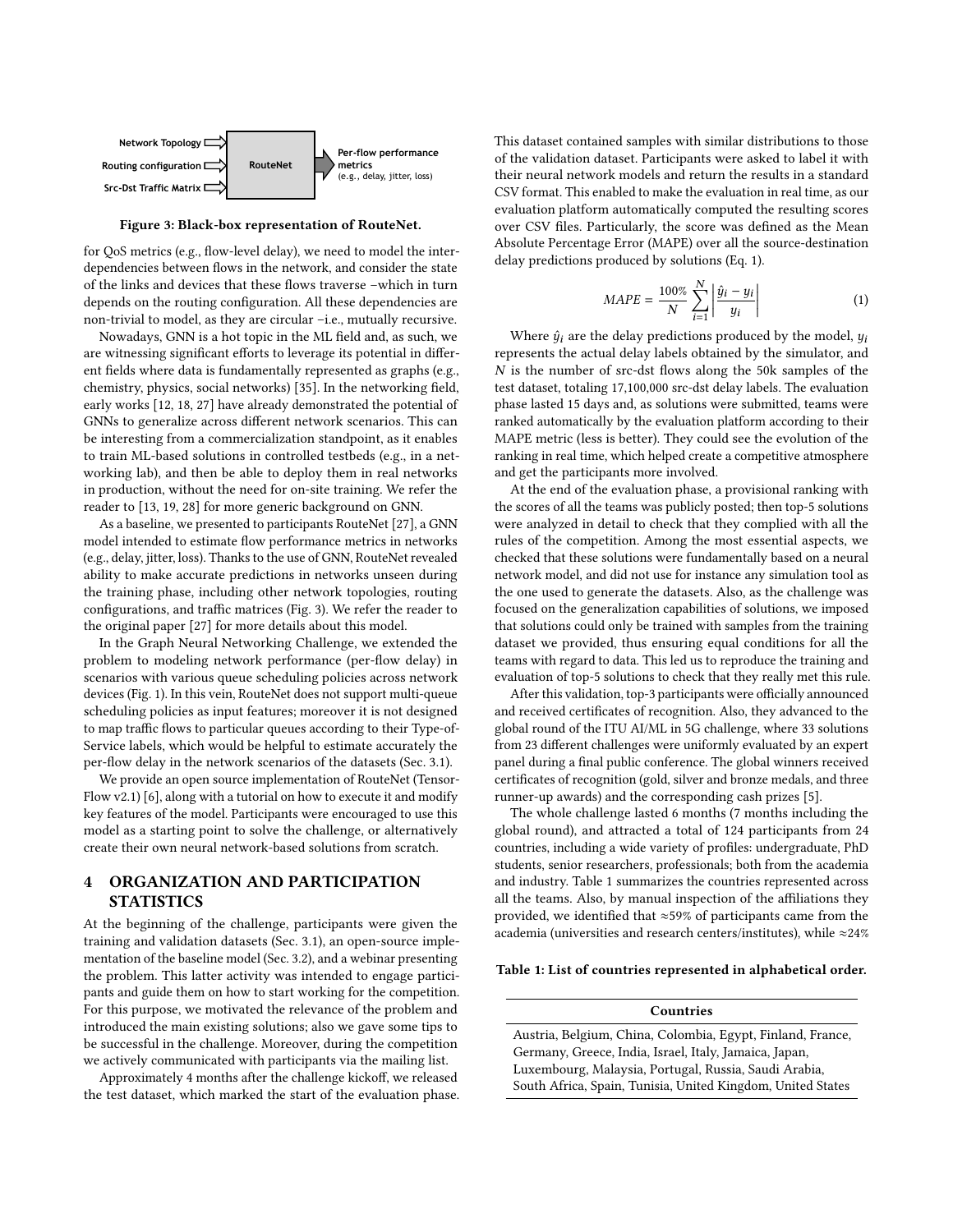Network Topology

Routing configuration

Src-Dst Traffic Matrix

RouteNet

Per-flow performance metrics (e.g., delay, jitter, loss)

**Figure 3: Black-box representation of RouteNet.**

for QoS metrics (e.g., flow-level delay), we need to model the inter-dependencies between flows in the network, and consider the state of the links and devices that these flows traverse –which in turn depends on the routing configuration. All these dependencies are non-trivial to model, as they are circular –i.e., mutually recursive.

Nowadays, GNN is a hot topic in the ML field and, as such, we are witnessing significant efforts to leverage its potential in different fields where data is fundamentally represented as graphs (e.g., chemistry, physics, social networks) [35]. In the networking field, early works [12, 18, 27] have already demonstrated the potential of GNNs to generalize across different network scenarios. This can be interesting from a commercialization standpoint, as it enables to train ML-based solutions in controlled testbeds (e.g., in a networking lab), and then be able to deploy them in real networks in production, without the need for on-site training. We refer the reader to [13, 19, 28] for more generic background on GNN.

As a baseline, we presented to participants RouteNet [27], a GNN model intended to estimate flow performance metrics in networks (e.g., delay, jitter, loss). Thanks to the use of GNN, RouteNet revealed ability to make accurate predictions in networks unseen during the training phase, including other network topologies, routing configurations, and traffic matrices (Fig. 3). We refer the reader to the original paper [27] for more details about this model.

In the Graph Neural Networking Challenge, we extended the problem to modeling network performance (per-flow delay) in scenarios with various queue scheduling policies across network devices (Fig. 1). In this vein, RouteNet does not support multi-queue scheduling policies as input features; moreover it is not designed to map traffic flows to particular queues according to their Type-of-Service labels, which would be helpful to estimate accurately the per-flow delay in the network scenarios of the datasets (Sec. 3.1).

We provide an open source implementation of RouteNet (TensorFlow v2.1) [6], along with a tutorial on how to execute it and modify key features of the model. Participants were encouraged to use this model as a starting point to solve the challenge, or alternatively create their own neural network-based solutions from scratch.

## 4 ORGANIZATION AND PARTICIPATION STATISTICS

At the beginning of the challenge, participants were given the training and validation datasets (Sec. 3.1), an open-source implementation of the baseline model (Sec. 3.2), and a webinar presenting the problem. This latter activity was intended to engage participants and guide them on how to start working for the competition. For this purpose, we motivated the relevance of the problem and introduced the main existing solutions; also we gave some tips to be successful in the challenge. Moreover, during the competition we actively communicated with participants via the mailing list.

Approximately 4 months after the challenge kickoff, we released the test dataset, which marked the start of the evaluation phase. This dataset contained samples with similar distributions to those of the validation dataset. Participants were asked to label it with their neural network models and return the results in a standard CSV format. This enabled to make the evaluation in real time, as our evaluation platform automatically computed the resulting scores over CSV files. Particularly, the score was defined as the Mean Absolute Percentage Error (MAPE) over all the source-destination delay predictions produced by solutions (Eq. 1).

$$MAPE = \frac{100\%}{N} \sum_{i=1}^{N} \left| \frac{\hat{y}_i - y_i}{y_i} \right| \tag{1}$$

Where $\hat{y}_i$ are the delay predictions produced by the model, $y_i$ represents the actual delay labels obtained by the simulator, and $N$ is the number of src-dst flows along the 50k samples of the test dataset, totaling 17,100,000 src-dst delay labels. The evaluation phase lasted 15 days and, as solutions were submitted, teams were ranked automatically by the evaluation platform according to their MAPE metric (less is better). They could see the evolution of the ranking in real time, which helped create a competitive atmosphere and get the participants more involved.

At the end of the evaluation phase, a provisional ranking with the scores of all the teams was publicly posted; then top-5 solutions were analyzed in detail to check that they complied with all the rules of the competition. Among the most essential aspects, we checked that these solutions were fundamentally based on a neural network model, and did not use for instance any simulation tool as the one used to generate the datasets. Also, as the challenge was focused on the generalization capabilities of solutions, we imposed that solutions could only be trained with samples from the training dataset we provided, thus ensuring equal conditions for all the teams with regard to data. This led us to reproduce the training and evaluation of top-5 solutions to check that they really met this rule.

After this validation, top-3 participants were officially announced and received certificates of recognition. Also, they advanced to the global round of the ITU AI/ML in 5G challenge, where 33 solutions from 23 different challenges were uniformly evaluated by an expert panel during a final public conference. The global winners received certificates of recognition (gold, silver and bronze medals, and three runner-up awards) and the corresponding cash prizes [5].

The whole challenge lasted 6 months (7 months including the global round), and attracted a total of 124 participants from 24 countries, including a wide variety of profiles: undergraduate, PhD students, senior researchers, professionals; both from the academia and industry. Table 1 summarizes the countries represented across all the teams. Also, by manual inspection of the affiliations they provided, we identified that ≈59% of participants came from the academia (universities and research centers/institutes), while ≈24%

**Table 1: List of countries represented in alphabetical order.**

| Countries |
|---|
| Austria, Belgium, China, Colombia, Egypt, Finland, France, Germany, Greece, India, Israel, Italy, Jamaica, Japan, Luxembourg, Malaysia, Portugal, Russia, Saudi Arabia, South Africa, Spain, Tunisia, United Kingdom, United States |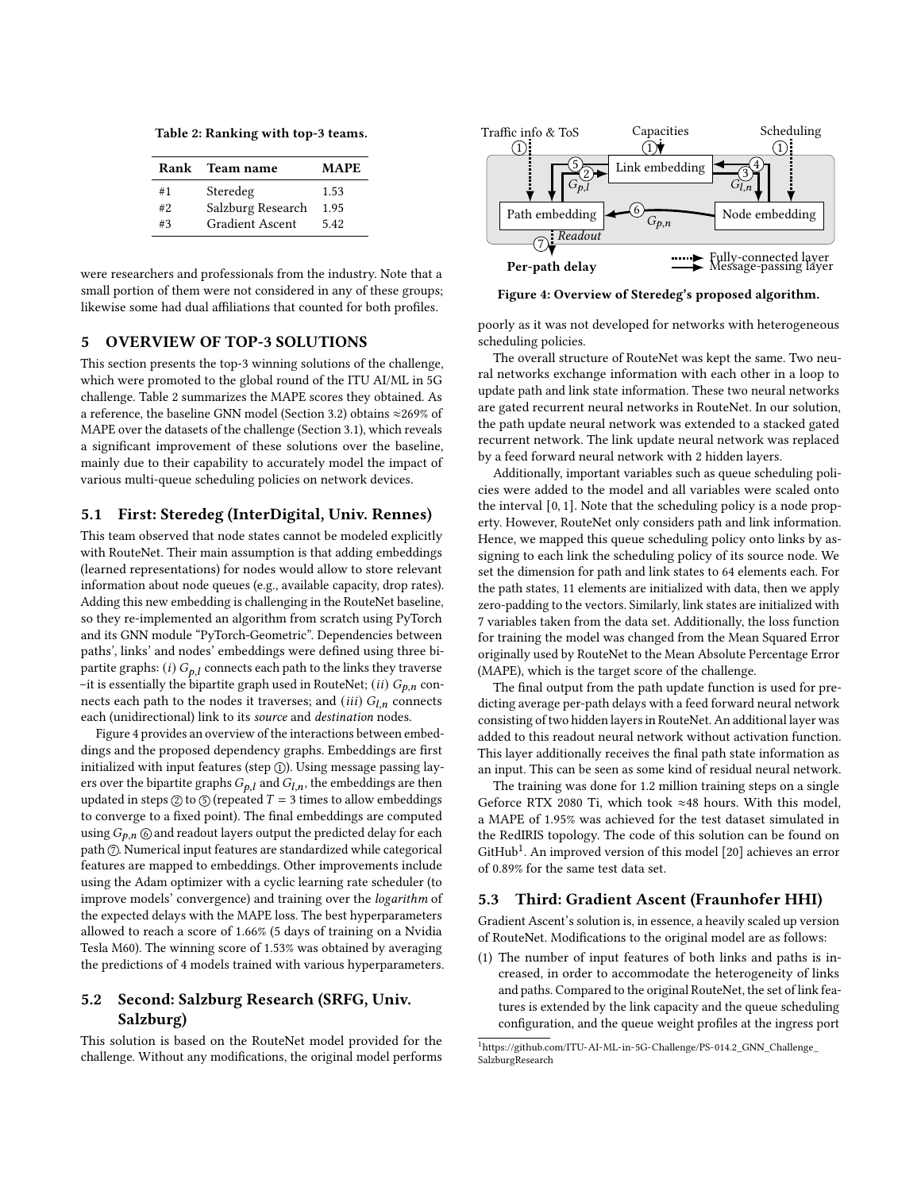**Table 2: Ranking with top-3 teams.**

| Rank | Team name | MAPE |
|---|---|---|
| #1 | Steredeg | 1.53 |
| #2 | Salzburg Research | 1.95 |
| #3 | Gradient Ascent | 5.42 |

were researchers and professionals from the industry. Note that a small portion of them were not considered in any of these groups; likewise some had dual affiliations that counted for both profiles.

## 5 OVERVIEW OF TOP-3 SOLUTIONS

This section presents the top-3 winning solutions of the challenge, which were promoted to the global round of the ITU AI/ML in 5G challenge. Table 2 summarizes the MAPE scores they obtained. As a reference, the baseline GNN model (Section 3.2) obtains ≈269% of MAPE over the datasets of the challenge (Section 3.1), which reveals a significant improvement of these solutions over the baseline, mainly due to their capability to accurately model the impact of various multi-queue scheduling policies on network devices.

### 5.1 First: Steredeg (InterDigital, Univ. Rennes)

This team observed that node states cannot be modeled explicitly with RouteNet. Their main assumption is that adding embeddings (learned representations) for nodes would allow to store relevant information about node queues (e.g., available capacity, drop rates). Adding this new embedding is challenging in the RouteNet baseline, so they re-implemented an algorithm from scratch using PyTorch and its GNN module "PyTorch-Geometric". Dependencies between paths', links' and nodes' embeddings were defined using three bipartite graphs: (*i*) $G_{p,l}$ connects each path to the links they traverse –it is essentially the bipartite graph used in RouteNet; (*ii*) $G_{p,n}$ connects each path to the nodes it traverses; and (*iii*) $G_{l,n}$ connects each (unidirectional) link to its *source* and *destination* nodes.

Figure 4 provides an overview of the interactions between embeddings and the proposed dependency graphs. Embeddings are first initialized with input features (step ①). Using message passing layers over the bipartite graphs $G_{p,l}$ and $G_{l,n}$, the embeddings are then updated in steps ② to ⑤ (repeated $T = 3$ times to allow embeddings to converge to a fixed point). The final embeddings are computed using $G_{p,n}$ ⑥ and readout layers output the predicted delay for each path ⑦. Numerical input features are standardized while categorical features are mapped to embeddings. Other improvements include using the Adam optimizer with a cyclic learning rate scheduler (to improve models' convergence) and training over the *logarithm* of the expected delays with the MAPE loss. The best hyperparameters allowed to reach a score of 1.66% (5 days of training on a Nvidia Tesla M60). The winning score of 1.53% was obtained by averaging the predictions of 4 models trained with various hyperparameters.

Traffic info & ToS ① | Capacities ① | Scheduling ① | Link embedding | Path embedding | Node embedding | ② ⑤ $G_{p,l}$ | ③ ④ $G_{l,n}$ | ⑥ $G_{p,n}$ | ⑦ Readout | Per-path delay | Fully-connected layer | Message-passing layer

**Figure 4: Overview of Steredeg's proposed algorithm.**

### 5.2 Second: Salzburg Research (SRFG, Univ. Salzburg)

This solution is based on the RouteNet model provided for the challenge. Without any modifications, the original model performs poorly as it was not developed for networks with heterogeneous scheduling policies.

The overall structure of RouteNet was kept the same. Two neural networks exchange information with each other in a loop to update path and link state information. These two neural networks are gated recurrent neural networks in RouteNet. In our solution, the path update neural network was extended to a stacked gated recurrent network. The link update neural network was replaced by a feed forward neural network with 2 hidden layers.

Additionally, important variables such as queue scheduling policies were added to the model and all variables were scaled onto the interval [0, 1]. Note that the scheduling policy is a node property. However, RouteNet only considers path and link information. Hence, we mapped this queue scheduling policy onto links by assigning to each link the scheduling policy of its source node. We set the dimension for path and link states to 64 elements each. For the path states, 11 elements are initialized with data, then we apply zero-padding to the vectors. Similarly, link states are initialized with 7 variables taken from the data set. Additionally, the loss function for training the model was changed from the Mean Squared Error originally used by RouteNet to the Mean Absolute Percentage Error (MAPE), which is the target score of the challenge.

The final output from the path update function is used for predicting average per-path delays with a feed forward neural network consisting of two hidden layers in RouteNet. An additional layer was added to this readout neural network without activation function. This layer additionally receives the final path state information as an input. This can be seen as some kind of residual neural network.

The training was done for 1.2 million training steps on a single Geforce RTX 2080 Ti, which took ≈48 hours. With this model, a MAPE of 1.95% was achieved for the test dataset simulated in the RedIRIS topology. The code of this solution can be found on GitHub[1]. An improved version of this model [20] achieves an error of 0.89% for the same test data set.

### 5.3 Third: Gradient Ascent (Fraunhofer HHI)

Gradient Ascent's solution is, in essence, a heavily scaled up version of RouteNet. Modifications to the original model are as follows:

(1) The number of input features of both links and paths is increased, in order to accommodate the heterogeneity of links and paths. Compared to the original RouteNet, the set of link features is extended by the link capacity and the queue scheduling configuration, and the queue weight profiles at the ingress port

[1] https://github.com/ITU-AI-ML-in-5G-Challenge/PS-014.2_GNN_Challenge_SalzburgResearch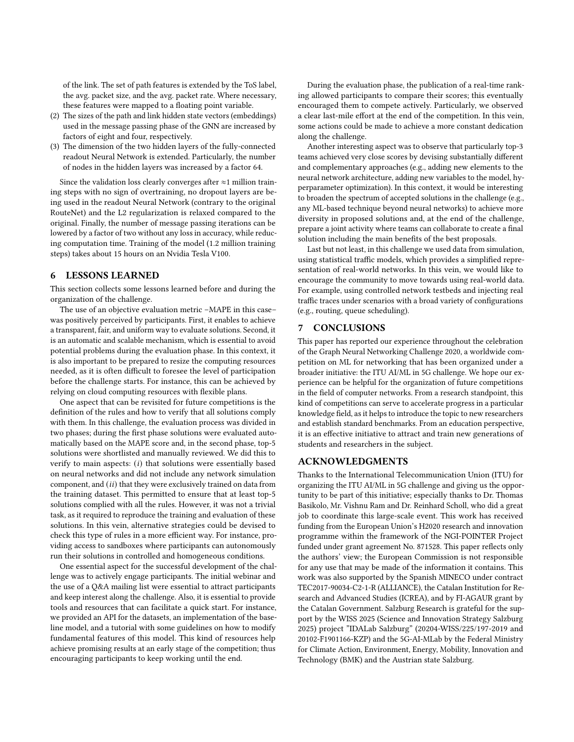of the link. The set of path features is extended by the ToS label, the avg. packet size, and the avg. packet rate. Where necessary, these features were mapped to a floating point variable.

(2) The sizes of the path and link hidden state vectors (embeddings) used in the message passing phase of the GNN are increased by factors of eight and four, respectively.
(3) The dimension of the two hidden layers of the fully-connected readout Neural Network is extended. Particularly, the number of nodes in the hidden layers was increased by a factor 64.

Since the validation loss clearly converges after ≈1 million training steps with no sign of overtraining, no dropout layers are being used in the readout Neural Network (contrary to the original RouteNet) and the L2 regularization is relaxed compared to the original. Finally, the number of message passing iterations can be lowered by a factor of two without any loss in accuracy, while reducing computation time. Training of the model (1.2 million training steps) takes about 15 hours on an Nvidia Tesla V100.

## 6 LESSONS LEARNED

This section collects some lessons learned before and during the organization of the challenge.

The use of an objective evaluation metric –MAPE in this case– was positively perceived by participants. First, it enables to achieve a transparent, fair, and uniform way to evaluate solutions. Second, it is an automatic and scalable mechanism, which is essential to avoid potential problems during the evaluation phase. In this context, it is also important to be prepared to resize the computing resources needed, as it is often difficult to foresee the level of participation before the challenge starts. For instance, this can be achieved by relying on cloud computing resources with flexible plans.

One aspect that can be revisited for future competitions is the definition of the rules and how to verify that all solutions comply with them. In this challenge, the evaluation process was divided in two phases; during the first phase solutions were evaluated automatically based on the MAPE score and, in the second phase, top-5 solutions were shortlisted and manually reviewed. We did this to verify to main aspects: (*i*) that solutions were essentially based on neural networks and did not include any network simulation component, and (*ii*) that they were exclusively trained on data from the training dataset. This permitted to ensure that at least top-5 solutions complied with all the rules. However, it was not a trivial task, as it required to reproduce the training and evaluation of these solutions. In this vein, alternative strategies could be devised to check this type of rules in a more efficient way. For instance, providing access to sandboxes where participants can autonomously run their solutions in controlled and homogeneous conditions.

One essential aspect for the successful development of the challenge was to actively engage participants. The initial webinar and the use of a Q&A mailing list were essential to attract participants and keep interest along the challenge. Also, it is essential to provide tools and resources that can facilitate a quick start. For instance, we provided an API for the datasets, an implementation of the baseline model, and a tutorial with some guidelines on how to modify fundamental features of this model. This kind of resources help achieve promising results at an early stage of the competition; thus encouraging participants to keep working until the end.

During the evaluation phase, the publication of a real-time ranking allowed participants to compare their scores; this eventually encouraged them to compete actively. Particularly, we observed a clear last-mile effort at the end of the competition. In this vein, some actions could be made to achieve a more constant dedication along the challenge.

Another interesting aspect was to observe that particularly top-3 teams achieved very close scores by devising substantially different and complementary approaches (e.g., adding new elements to the neural network architecture, adding new variables to the model, hyperparameter optimization). In this context, it would be interesting to broaden the spectrum of accepted solutions in the challenge (e.g., any ML-based technique beyond neural networks) to achieve more diversity in proposed solutions and, at the end of the challenge, prepare a joint activity where teams can collaborate to create a final solution including the main benefits of the best proposals.

Last but not least, in this challenge we used data from simulation, using statistical traffic models, which provides a simplified representation of real-world networks. In this vein, we would like to encourage the community to move towards using real-world data. For example, using controlled network testbeds and injecting real traffic traces under scenarios with a broad variety of configurations (e.g., routing, queue scheduling).

## 7 CONCLUSIONS

This paper has reported our experience throughout the celebration of the Graph Neural Networking Challenge 2020, a worldwide competition on ML for networking that has been organized under a broader initiative: the ITU AI/ML in 5G challenge. We hope our experience can be helpful for the organization of future competitions in the field of computer networks. From a research standpoint, this kind of competitions can serve to accelerate progress in a particular knowledge field, as it helps to introduce the topic to new researchers and establish standard benchmarks. From an education perspective, it is an effective initiative to attract and train new generations of students and researchers in the subject.

## ACKNOWLEDGMENTS

Thanks to the International Telecommunication Union (ITU) for organizing the ITU AI/ML in 5G challenge and giving us the opportunity to be part of this initiative; especially thanks to Dr. Thomas Basikolo, Mr. Vishnu Ram and Dr. Reinhard Scholl, who did a great job to coordinate this large-scale event. This work has received funding from the European Union's H2020 research and innovation programme within the framework of the NGI-POINTER Project funded under grant agreement No. 871528. This paper reflects only the authors' view; the European Commission is not responsible for any use that may be made of the information it contains. This work was also supported by the Spanish MINECO under contract TEC2017-90034-C2-1-R (ALLIANCE), the Catalan Institution for Research and Advanced Studies (ICREA), and by FI-AGAUR grant by the Catalan Government. Salzburg Research is grateful for the support by the WISS 2025 (Science and Innovation Strategy Salzburg 2025) project "IDALab Salzburg" (20204-WISS/225/197-2019 and 20102-F1901166-KZP) and the 5G-AI-MLab by the Federal Ministry for Climate Action, Environment, Energy, Mobility, Innovation and Technology (BMK) and the Austrian state Salzburg.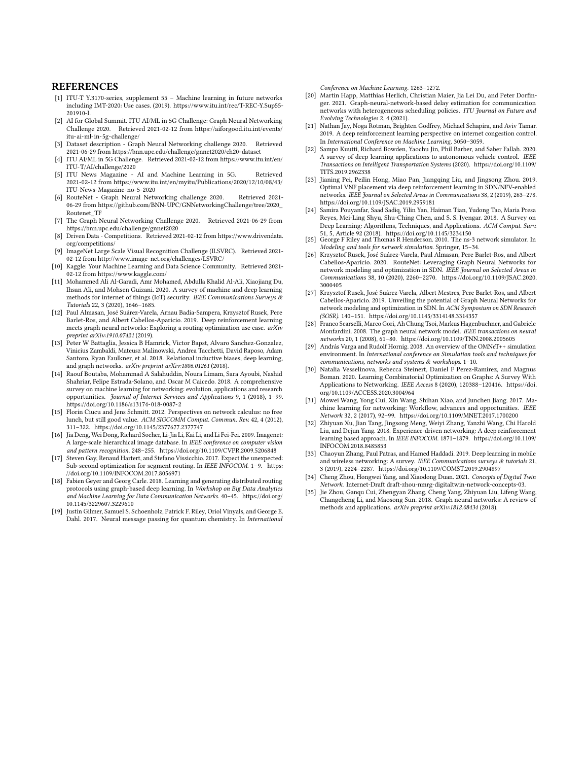## REFERENCES

[1] ITU-T Y.3170-series, supplement 55 – Machine learning in future networks including IMT-2020: Use cases. (2019). https://www.itu.int/rec/T-REC-Y.Sup55-201910-I.

[2] AI for Global Summit. ITU AI/ML in 5G Challenge: Graph Neural Networking Challenge 2020. Retrieved 2021-02-12 from https://aiforgood.itu.int/events/itu-ai-ml-in-5g-challenge/

[3] Dataset description - Graph Neural Networking challenge 2020. Retrieved 2021-06-29 from https://bnn.upc.edu/challenge/gnnet2020/ch20-dataset

[4] ITU AI/ML in 5G Challenge. Retrieved 2021-02-12 from https://www.itu.int/en/ITU-T/AI/challenge/2020

[5] ITU News Magazine - AI and Machine Learning in 5G. Retrieved 2021-02-12 from https://www.itu.int/en/myitu/Publications/2020/12/10/08/43/ITU-News-Magazine-no-5-2020

[6] RouteNet - Graph Neural Networking challenge 2020. Retrieved 2021-06-29 from https://github.com/BNN-UPC/GNNetworkingChallenge/tree/2020_Routenet_TF

[7] The Graph Neural Networking Challenge 2020. Retrieved 2021-06-29 from https://bnn.upc.edu/challenge/gnnet2020

[8] Driven Data - Competitions. Retrieved 2021-02-12 from https://www.drivendata.org/competitions/

[9] ImageNet Large Scale Visual Recognition Challenge (ILSVRC). Retrieved 2021-02-12 from http://www.image-net.org/challenges/LSVRC/

[10] Kaggle: Your Machine Learning and Data Science Community. Retrieved 2021-02-12 from https://www.kaggle.com/

[11] Mohammed Ali Al-Garadi, Amr Mohamed, Abdulla Khalid Al-Ali, Xiaojiang Du, Ihsan Ali, and Mohsen Guizani. 2020. A survey of machine and deep learning methods for internet of things (IoT) security. *IEEE Communications Surveys & Tutorials* 22, 3 (2020), 1646–1685.

[12] Paul Almasan, José Suárez-Varela, Arnau Badia-Sampera, Krzysztof Rusek, Pere Barlet-Ros, and Albert Cabellos-Aparicio. 2019. Deep reinforcement learning meets graph neural networks: Exploring a routing optimization use case. *arXiv preprint arXiv:1910.07421* (2019).

[13] Peter W Battaglia, Jessica B Hamrick, Victor Bapst, Alvaro Sanchez-Gonzalez, Vinicius Zambaldi, Mateusz Malinowski, Andrea Tacchetti, David Raposo, Adam Santoro, Ryan Faulkner, et al. 2018. Relational inductive biases, deep learning, and graph networks. *arXiv preprint arXiv:1806.01261* (2018).

[14] Raouf Boutaba, Mohammad A Salahuddin, Noura Limam, Sara Ayoubi, Nashid Shahriar, Felipe Estrada-Solano, and Oscar M Caicedo. 2018. A comprehensive survey on machine learning for networking: evolution, applications and research opportunities. *Journal of Internet Services and Applications* 9, 1 (2018), 1–99. https://doi.org/10.1186/s13174-018-0087-2

[15] Florin Ciucu and Jens Schmitt. 2012. Perspectives on network calculus: no free lunch, but still good value. *ACM SIGCOMM Comput. Commun. Rev.* 42, 4 (2012), 311–322. https://doi.org/10.1145/2377677.2377747

[16] Jia Deng, Wei Dong, Richard Socher, Li-Jia Li, Kai Li, and Li Fei-Fei. 2009. Imagenet: A large-scale hierarchical image database. In *IEEE conference on computer vision and pattern recognition*. 248–255. https://doi.org/10.1109/CVPR.2009.5206848

[17] Steven Gay, Renaud Hartert, and Stefano Vissicchio. 2017. Expect the unexpected: Sub-second optimization for segment routing. In *IEEE INFOCOM*. 1–9. https://doi.org/10.1109/INFOCOM.2017.8056971

[18] Fabien Geyer and Georg Carle. 2018. Learning and generating distributed routing protocols using graph-based deep learning. In *Workshop on Big Data Analytics and Machine Learning for Data Communication Networks*. 40–45. https://doi.org/10.1145/3229607.3229610

[19] Justin Gilmer, Samuel S. Schoenholz, Patrick F. Riley, Oriol Vinyals, and George E. Dahl. 2017. Neural message passing for quantum chemistry. In *International Conference on Machine Learning*. 1263–1272.

[20] Martin Happ, Matthias Herlich, Christian Maier, Jia Lei Du, and Peter Dorfinger. 2021. Graph-neural-network-based delay estimation for communication networks with heterogeneous scheduling policies. *ITU Journal on Future and Evolving Technologies* 2, 4 (2021).

[21] Nathan Jay, Noga Rotman, Brighten Godfrey, Michael Schapira, and Aviv Tamar. 2019. A deep reinforcement learning perspective on internet congestion control. In *International Conference on Machine Learning*. 3050–3059.

[22] Sampo Kuutti, Richard Bowden, Yaochu Jin, Phil Barber, and Saber Fallah. 2020. A survey of deep learning applications to autonomous vehicle control. *IEEE Transactions on Intelligent Transportation Systems* (2020). https://doi.org/10.1109/TITS.2019.2962338

[23] Jianing Pei, Peilin Hong, Miao Pan, Jiangqing Liu, and Jingsong Zhou. 2019. Optimal VNF placement via deep reinforcement learning in SDN/NFV-enabled networks. *IEEE Journal on Selected Areas in Communications* 38, 2 (2019), 263–278. https://doi.org/10.1109/JSAC.2019.2959181

[24] Samira Pouyanfar, Saad Sadiq, Yilin Yan, Haiman Tian, Yudong Tao, Maria Presa Reyes, Mei-Ling Shyu, Shu-Ching Chen, and S. S. Iyengar. 2018. A Survey on Deep Learning: Algorithms, Techniques, and Applications. *ACM Comput. Surv.* 51, 5, Article 92 (2018). https://doi.org/10.1145/3234150

[25] George F Riley and Thomas R Henderson. 2010. The ns-3 network simulator. In *Modeling and tools for network simulation*. Springer, 15–34.

[26] Krzysztof Rusek, José Suárez-Varela, Paul Almasan, Pere Barlet-Ros, and Albert Cabellos-Aparicio. 2020. RouteNet: Leveraging Graph Neural Networks for network modeling and optimization in SDN. *IEEE Journal on Selected Areas in Communications* 38, 10 (2020), 2260–2270. https://doi.org/10.1109/JSAC.2020.3000405

[27] Krzysztof Rusek, José Suárez-Varela, Albert Mestres, Pere Barlet-Ros, and Albert Cabellos-Aparicio. 2019. Unveiling the potential of Graph Neural Networks for network modeling and optimization in SDN. In *ACM Symposium on SDN Research (SOSR)*. 140–151. https://doi.org/10.1145/3314148.3314357

[28] Franco Scarselli, Marco Gori, Ah Chung Tsoi, Markus Hagenbuchner, and Gabriele Monfardini. 2008. The graph neural network model. *IEEE transactions on neural networks* 20, 1 (2008), 61–80. https://doi.org/10.1109/TNN.2008.2005605

[29] András Varga and Rudolf Hornig. 2008. An overview of the OMNeT++ simulation environment. In *International conference on Simulation tools and techniques for communications, networks and systems & workshops*. 1–10.

[30] Natalia Vesselinova, Rebecca Steinert, Daniel F Perez-Ramirez, and Magnus Boman. 2020. Learning Combinatorial Optimization on Graphs: A Survey With Applications to Networking. *IEEE Access* 8 (2020), 120388–120416. https://doi.org/10.1109/ACCESS.2020.3004964

[31] Mowei Wang, Yong Cui, Xin Wang, Shihan Xiao, and Junchen Jiang. 2017. Machine learning for networking: Workflow, advances and opportunities. *IEEE Network* 32, 2 (2017), 92–99. https://doi.org/10.1109/MNET.2017.1700200

[32] Zhiyuan Xu, Jian Tang, Jingsong Meng, Weiyi Zhang, Yanzhi Wang, Chi Harold Liu, and Dejun Yang. 2018. Experience-driven networking: A deep reinforcement learning based approach. In *IEEE INFOCOM*. 1871–1879. https://doi.org/10.1109/INFOCOM.2018.8485853

[33] Chaoyun Zhang, Paul Patras, and Hamed Haddadi. 2019. Deep learning in mobile and wireless networking: A survey. *IEEE Communications surveys & tutorials* 21, 3 (2019), 2224–2287. https://doi.org/10.1109/COMST.2019.2904897

[34] Cheng Zhou, Hongwei Yang, and Xiaodong Duan. 2021. *Concepts of Digital Twin Network*. Internet-Draft draft-zhou-nmrg-digitaltwin-network-concepts-03.

[35] Jie Zhou, Ganqu Cui, Zhengyan Zhang, Cheng Yang, Zhiyuan Liu, Lifeng Wang, Changcheng Li, and Maosong Sun. 2018. Graph neural networks: A review of methods and applications. *arXiv preprint arXiv:1812.08434* (2018).